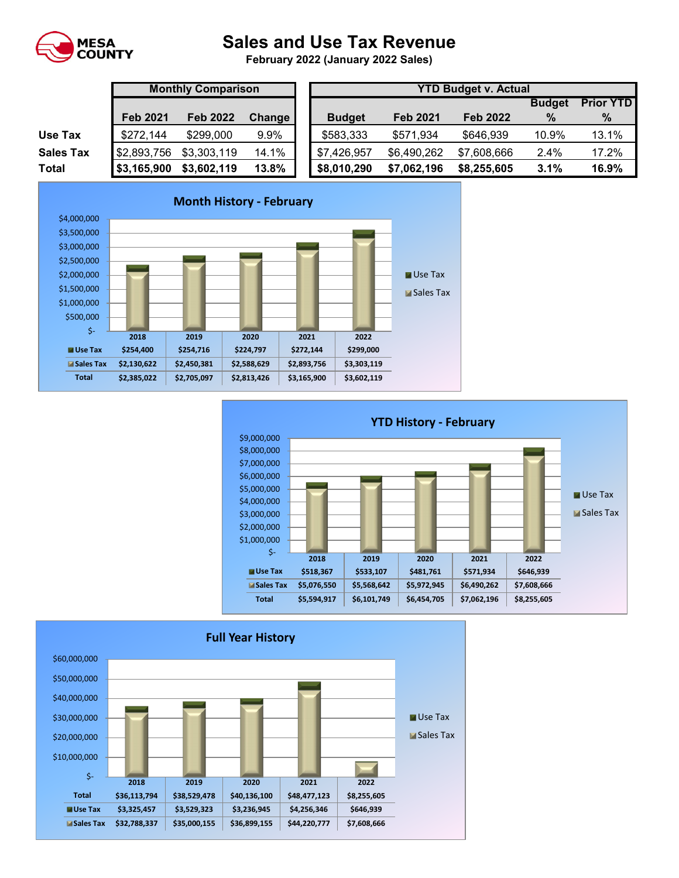MESA COUNTY

# Sales and Use Tax Revenue

**February 2022 (January 2022 Sales)**

| | Monthly Comparison | | | YTD Budget v. Actual | | | | |
|---|---|---|---|---|---|---|---|---|
| | Feb 2021 | Feb 2022 | Change | Budget | Feb 2021 | Feb 2022 | Budget % | Prior YTD % |
| **Use Tax** | $272,144 | $299,000 | 9.9% | $583,333 | $571,934 | $646,939 | 10.9% | 13.1% |
| **Sales Tax** | $2,893,756 | $3,303,119 | 14.1% | $7,426,957 | $6,490,262 | $7,608,666 | 2.4% | 17.2% |
| **Total** | **$3,165,900** | **$3,602,119** | **13.8%** | **$8,010,290** | **$7,062,196** | **$8,255,605** | **3.1%** | **16.9%** |

## Month History - February

| | 2018 | 2019 | 2020 | 2021 | 2022 |
|---|---|---|---|---|---|
| Use Tax | $254,400 | $254,716 | $224,797 | $272,144 | $299,000 |
| Sales Tax | $2,130,622 | $2,450,381 | $2,588,629 | $2,893,756 | $3,303,119 |
| Total | $2,385,022 | $2,705,097 | $2,813,426 | $3,165,900 | $3,602,119 |

## YTD History - February

| | 2018 | 2019 | 2020 | 2021 | 2022 |
|---|---|---|---|---|---|
| Use Tax | $518,367 | $533,107 | $481,761 | $571,934 | $646,939 |
| Sales Tax | $5,076,550 | $5,568,642 | $5,972,945 | $6,490,262 | $7,608,666 |
| Total | $5,594,917 | $6,101,749 | $6,454,705 | $7,062,196 | $8,255,605 |

## Full Year History

| | 2018 | 2019 | 2020 | 2021 | 2022 |
|---|---|---|---|---|---|
| Total | $36,113,794 | $38,529,478 | $40,136,100 | $48,477,123 | $8,255,605 |
| Use Tax | $3,325,457 | $3,529,323 | $3,236,945 | $4,256,346 | $646,939 |
| Sales Tax | $32,788,337 | $35,000,155 | $36,899,155 | $44,220,777 | $7,608,666 |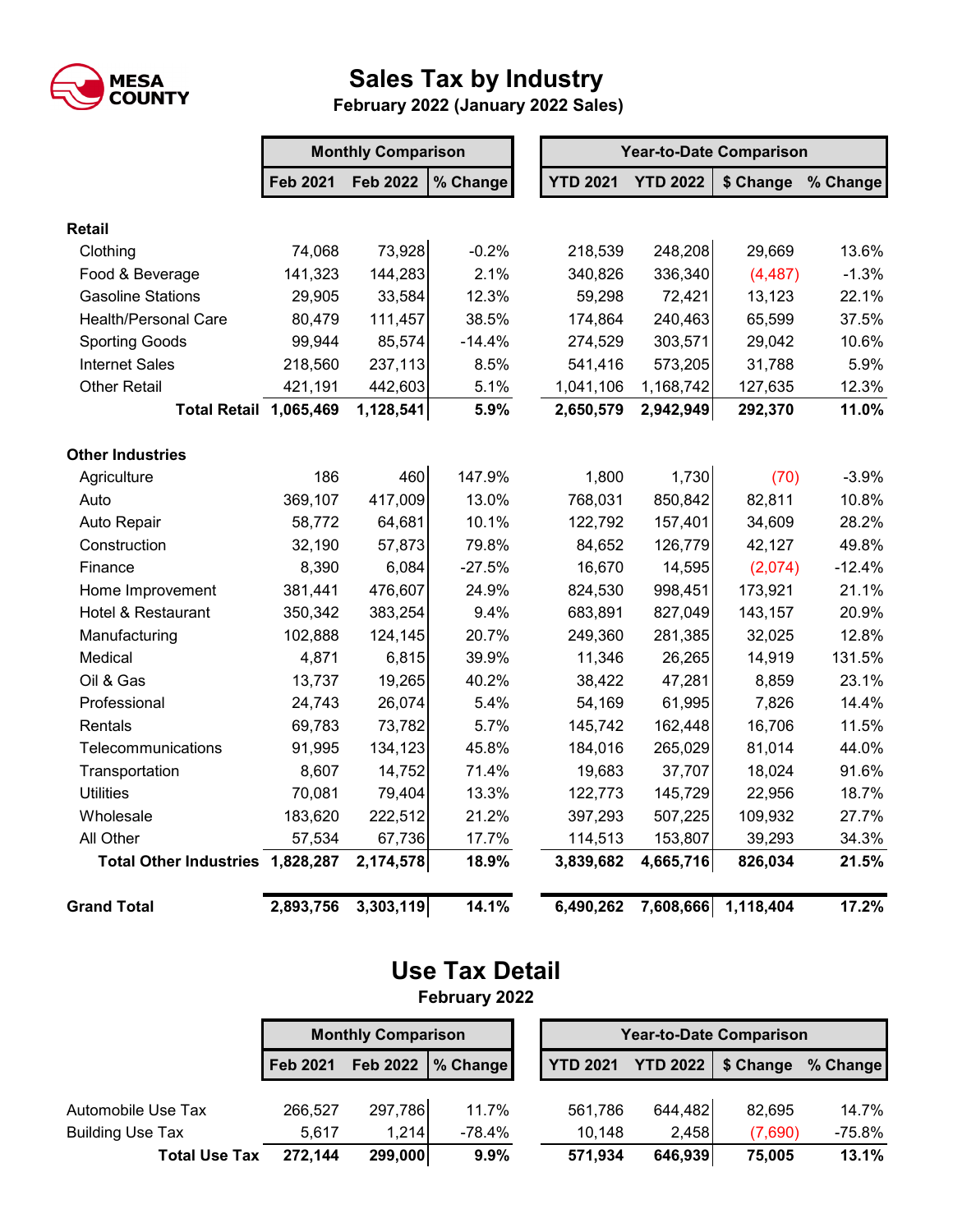MESA COUNTY

# Sales Tax by Industry

**February 2022 (January 2022 Sales)**

| | Monthly Comparison | | | Year-to-Date Comparison | | | |
|---|---|---|---|---|---|---|---|
| | **Feb 2021** | **Feb 2022** | **% Change** | **YTD 2021** | **YTD 2022** | **$ Change** | **% Change** |
| **Retail** | | | | | | | |
| Clothing | 74,068 | 73,928 | -0.2% | 218,539 | 248,208 | 29,669 | 13.6% |
| Food & Beverage | 141,323 | 144,283 | 2.1% | 340,826 | 336,340 | (4,487) | -1.3% |
| Gasoline Stations | 29,905 | 33,584 | 12.3% | 59,298 | 72,421 | 13,123 | 22.1% |
| Health/Personal Care | 80,479 | 111,457 | 38.5% | 174,864 | 240,463 | 65,599 | 37.5% |
| Sporting Goods | 99,944 | 85,574 | -14.4% | 274,529 | 303,571 | 29,042 | 10.6% |
| Internet Sales | 218,560 | 237,113 | 8.5% | 541,416 | 573,205 | 31,788 | 5.9% |
| Other Retail | 421,191 | 442,603 | 5.1% | 1,041,106 | 1,168,742 | 127,635 | 12.3% |
| **Total Retail** | **1,065,469** | **1,128,541** | **5.9%** | **2,650,579** | **2,942,949** | **292,370** | **11.0%** |
| **Other Industries** | | | | | | | |
| Agriculture | 186 | 460 | 147.9% | 1,800 | 1,730 | (70) | -3.9% |
| Auto | 369,107 | 417,009 | 13.0% | 768,031 | 850,842 | 82,811 | 10.8% |
| Auto Repair | 58,772 | 64,681 | 10.1% | 122,792 | 157,401 | 34,609 | 28.2% |
| Construction | 32,190 | 57,873 | 79.8% | 84,652 | 126,779 | 42,127 | 49.8% |
| Finance | 8,390 | 6,084 | -27.5% | 16,670 | 14,595 | (2,074) | -12.4% |
| Home Improvement | 381,441 | 476,607 | 24.9% | 824,530 | 998,451 | 173,921 | 21.1% |
| Hotel & Restaurant | 350,342 | 383,254 | 9.4% | 683,891 | 827,049 | 143,157 | 20.9% |
| Manufacturing | 102,888 | 124,145 | 20.7% | 249,360 | 281,385 | 32,025 | 12.8% |
| Medical | 4,871 | 6,815 | 39.9% | 11,346 | 26,265 | 14,919 | 131.5% |
| Oil & Gas | 13,737 | 19,265 | 40.2% | 38,422 | 47,281 | 8,859 | 23.1% |
| Professional | 24,743 | 26,074 | 5.4% | 54,169 | 61,995 | 7,826 | 14.4% |
| Rentals | 69,783 | 73,782 | 5.7% | 145,742 | 162,448 | 16,706 | 11.5% |
| Telecommunications | 91,995 | 134,123 | 45.8% | 184,016 | 265,029 | 81,014 | 44.0% |
| Transportation | 8,607 | 14,752 | 71.4% | 19,683 | 37,707 | 18,024 | 91.6% |
| Utilities | 70,081 | 79,404 | 13.3% | 122,773 | 145,729 | 22,956 | 18.7% |
| Wholesale | 183,620 | 222,512 | 21.2% | 397,293 | 507,225 | 109,932 | 27.7% |
| All Other | 57,534 | 67,736 | 17.7% | 114,513 | 153,807 | 39,293 | 34.3% |
| **Total Other Industries** | **1,828,287** | **2,174,578** | **18.9%** | **3,839,682** | **4,665,716** | **826,034** | **21.5%** |
| **Grand Total** | **2,893,756** | **3,303,119** | **14.1%** | **6,490,262** | **7,608,666** | **1,118,404** | **17.2%** |

# Use Tax Detail

**February 2022**

| | Monthly Comparison | | | Year-to-Date Comparison | | | |
|---|---|---|---|---|---|---|---|
| | **Feb 2021** | **Feb 2022** | **% Change** | **YTD 2021** | **YTD 2022** | **$ Change** | **% Change** |
| Automobile Use Tax | 266,527 | 297,786 | 11.7% | 561,786 | 644,482 | 82,695 | 14.7% |
| Building Use Tax | 5,617 | 1,214 | -78.4% | 10,148 | 2,458 | (7,690) | -75.8% |
| **Total Use Tax** | **272,144** | **299,000** | **9.9%** | **571,934** | **646,939** | **75,005** | **13.1%** |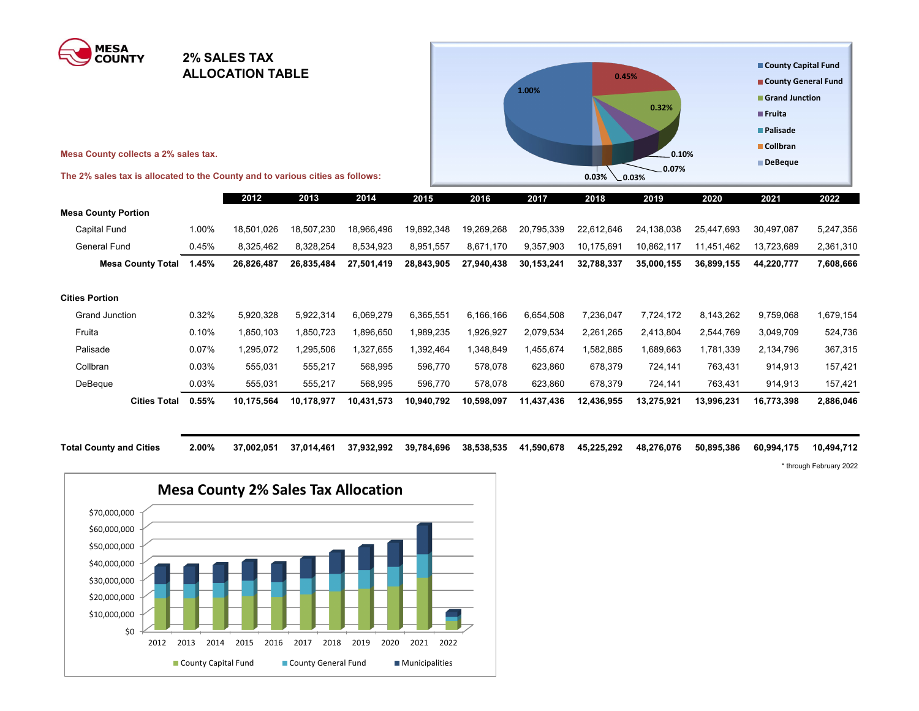MESA COUNTY

# 2% SALES TAX ALLOCATION TABLE

County Capital Fund
County General Fund
Grand Junction
Fruita
Palisade
Collbran
DeBeque

1.00%
0.45%
0.32%
0.10%
0.07%
0.03%
0.03%

**Mesa County collects a 2% sales tax.**

**The 2% sales tax is allocated to the County and to various cities as follows:**

| | | 2012 | 2013 | 2014 | 2015 | 2016 | 2017 | 2018 | 2019 | 2020 | 2021 | 2022 |
|---|---|---|---|---|---|---|---|---|---|---|---|---|
| **Mesa County Portion** | | | | | | | | | | | | |
| Capital Fund | 1.00% | 18,501,026 | 18,507,230 | 18,966,496 | 19,892,348 | 19,269,268 | 20,795,339 | 22,612,646 | 24,138,038 | 25,447,693 | 30,497,087 | 5,247,356 |
| General Fund | 0.45% | 8,325,462 | 8,328,254 | 8,534,923 | 8,951,557 | 8,671,170 | 9,357,903 | 10,175,691 | 10,862,117 | 11,451,462 | 13,723,689 | 2,361,310 |
| **Mesa County Total** | **1.45%** | **26,826,487** | **26,835,484** | **27,501,419** | **28,843,905** | **27,940,438** | **30,153,241** | **32,788,337** | **35,000,155** | **36,899,155** | **44,220,777** | **7,608,666** |
| **Cities Portion** | | | | | | | | | | | | |
| Grand Junction | 0.32% | 5,920,328 | 5,922,314 | 6,069,279 | 6,365,551 | 6,166,166 | 6,654,508 | 7,236,047 | 7,724,172 | 8,143,262 | 9,759,068 | 1,679,154 |
| Fruita | 0.10% | 1,850,103 | 1,850,723 | 1,896,650 | 1,989,235 | 1,926,927 | 2,079,534 | 2,261,265 | 2,413,804 | 2,544,769 | 3,049,709 | 524,736 |
| Palisade | 0.07% | 1,295,072 | 1,295,506 | 1,327,655 | 1,392,464 | 1,348,849 | 1,455,674 | 1,582,885 | 1,689,663 | 1,781,339 | 2,134,796 | 367,315 |
| Collbran | 0.03% | 555,031 | 555,217 | 568,995 | 596,770 | 578,078 | 623,860 | 678,379 | 724,141 | 763,431 | 914,913 | 157,421 |
| DeBeque | 0.03% | 555,031 | 555,217 | 568,995 | 596,770 | 578,078 | 623,860 | 678,379 | 724,141 | 763,431 | 914,913 | 157,421 |
| **Cities Total** | **0.55%** | **10,175,564** | **10,178,977** | **10,431,573** | **10,940,792** | **10,598,097** | **11,437,436** | **12,436,955** | **13,275,921** | **13,996,231** | **16,773,398** | **2,886,046** |
| **Total County and Cities** | **2.00%** | **37,002,051** | **37,014,461** | **37,932,992** | **39,784,696** | **38,538,535** | **41,590,678** | **45,225,292** | **48,276,076** | **50,895,386** | **60,994,175** | **10,494,712** |

\* through February 2022

**Mesa County 2% Sales Tax Allocation**

$70,000,000
$60,000,000
$50,000,000
$40,000,000
$30,000,000
$20,000,000
$10,000,000
$0

2012 2013 2014 2015 2016 2017 2018 2019 2020 2021 2022

County Capital Fund
County General Fund
Municipalities